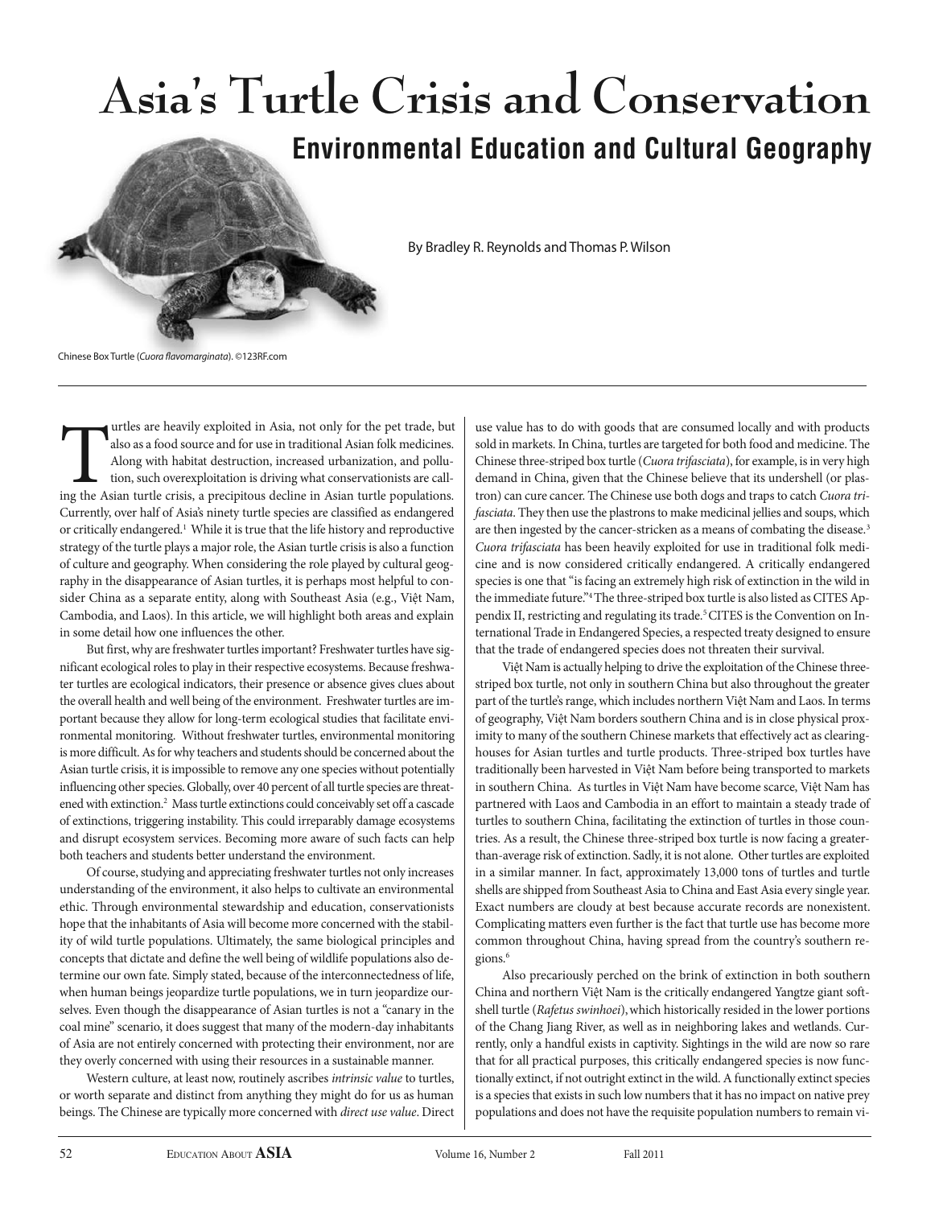# Asia's Turtle Crisis and Conservation

## Environmental Education and Cultural Geography

By Bradley R. Reynolds and Thomas P. Wilson

Chinese Box Turtle (*Cuora flavomarginata*). ©123RF.com

Turtles are heavily exploited in Asia, not only for the pet trade, but also as a food source and for use in traditional Asian folk medicines. Along with habitat destruction, increased urbanization, and pollution, such overexploitation is driving what conservationists are calling the Asian turtle crisis, a precipitous decline in Asian turtle populations. Currently, over half of Asia's ninety turtle species are classified as endangered or critically endangered.[1] While it is true that the life history and reproductive strategy of the turtle plays a major role, the Asian turtle crisis is also a function of culture and geography. When considering the role played by cultural geography in the disappearance of Asian turtles, it is perhaps most helpful to consider China as a separate entity, along with Southeast Asia (e.g., Việt Nam, Cambodia, and Laos). In this article, we will highlight both areas and explain in some detail how one influences the other.

But first, why are freshwater turtles important? Freshwater turtles have significant ecological roles to play in their respective ecosystems. Because freshwater turtles are ecological indicators, their presence or absence gives clues about the overall health and well being of the environment. Freshwater turtles are important because they allow for long-term ecological studies that facilitate environmental monitoring. Without freshwater turtles, environmental monitoring is more difficult. As for why teachers and students should be concerned about the Asian turtle crisis, it is impossible to remove any one species without potentially influencing other species. Globally, over 40 percent of all turtle species are threatened with extinction.[2] Mass turtle extinctions could conceivably set off a cascade of extinctions, triggering instability. This could irreparably damage ecosystems and disrupt ecosystem services. Becoming more aware of such facts can help both teachers and students better understand the environment.

Of course, studying and appreciating freshwater turtles not only increases understanding of the environment, it also helps to cultivate an environmental ethic. Through environmental stewardship and education, conservationists hope that the inhabitants of Asia will become more concerned with the stability of wild turtle populations. Ultimately, the same biological principles and concepts that dictate and define the well being of wildlife populations also determine our own fate. Simply stated, because of the interconnectedness of life, when human beings jeopardize turtle populations, we in turn jeopardize ourselves. Even though the disappearance of Asian turtles is not a "canary in the coal mine" scenario, it does suggest that many of the modern-day inhabitants of Asia are not entirely concerned with protecting their environment, nor are they overly concerned with using their resources in a sustainable manner.

Western culture, at least now, routinely ascribes *intrinsic value* to turtles, or worth separate and distinct from anything they might do for us as human beings. The Chinese are typically more concerned with *direct use value*. Direct use value has to do with goods that are consumed locally and with products sold in markets. In China, turtles are targeted for both food and medicine. The Chinese three-striped box turtle (*Cuora trifasciata*), for example, is in very high demand in China, given that the Chinese believe that its undershell (or plastron) can cure cancer. The Chinese use both dogs and traps to catch *Cuora trifasciata*. They then use the plastrons to make medicinal jellies and soups, which are then ingested by the cancer-stricken as a means of combating the disease.[3] *Cuora trifasciata* has been heavily exploited for use in traditional folk medicine and is now considered critically endangered. A critically endangered species is one that "is facing an extremely high risk of extinction in the wild in the immediate future."[4] The three-striped box turtle is also listed as CITES Appendix II, restricting and regulating its trade.[5] CITES is the Convention on International Trade in Endangered Species, a respected treaty designed to ensure that the trade of endangered species does not threaten their survival.

Việt Nam is actually helping to drive the exploitation of the Chinese three-striped box turtle, not only in southern China but also throughout the greater part of the turtle's range, which includes northern Việt Nam and Laos. In terms of geography, Việt Nam borders southern China and is in close physical proximity to many of the southern Chinese markets that effectively act as clearinghouses for Asian turtles and turtle products. Three-striped box turtles have traditionally been harvested in Việt Nam before being transported to markets in southern China. As turtles in Việt Nam have become scarce, Việt Nam has partnered with Laos and Cambodia in an effort to maintain a steady trade of turtles to southern China, facilitating the extinction of turtles in those countries. As a result, the Chinese three-striped box turtle is now facing a greater-than-average risk of extinction. Sadly, it is not alone. Other turtles are exploited in a similar manner. In fact, approximately 13,000 tons of turtles and turtle shells are shipped from Southeast Asia to China and East Asia every single year. Exact numbers are cloudy at best because accurate records are nonexistent. Complicating matters even further is the fact that turtle use has become more common throughout China, having spread from the country's southern regions.[6]

Also precariously perched on the brink of extinction in both southern China and northern Việt Nam is the critically endangered Yangtze giant softshell turtle (*Rafetus swinhoei*), which historically resided in the lower portions of the Chang Jiang River, as well as in neighboring lakes and wetlands. Currently, only a handful exists in captivity. Sightings in the wild are now so rare that for all practical purposes, this critically endangered species is now functionally extinct, if not outright extinct in the wild. A functionally extinct species is a species that exists in such low numbers that it has no impact on native prey populations and does not have the requisite population numbers to remain vi-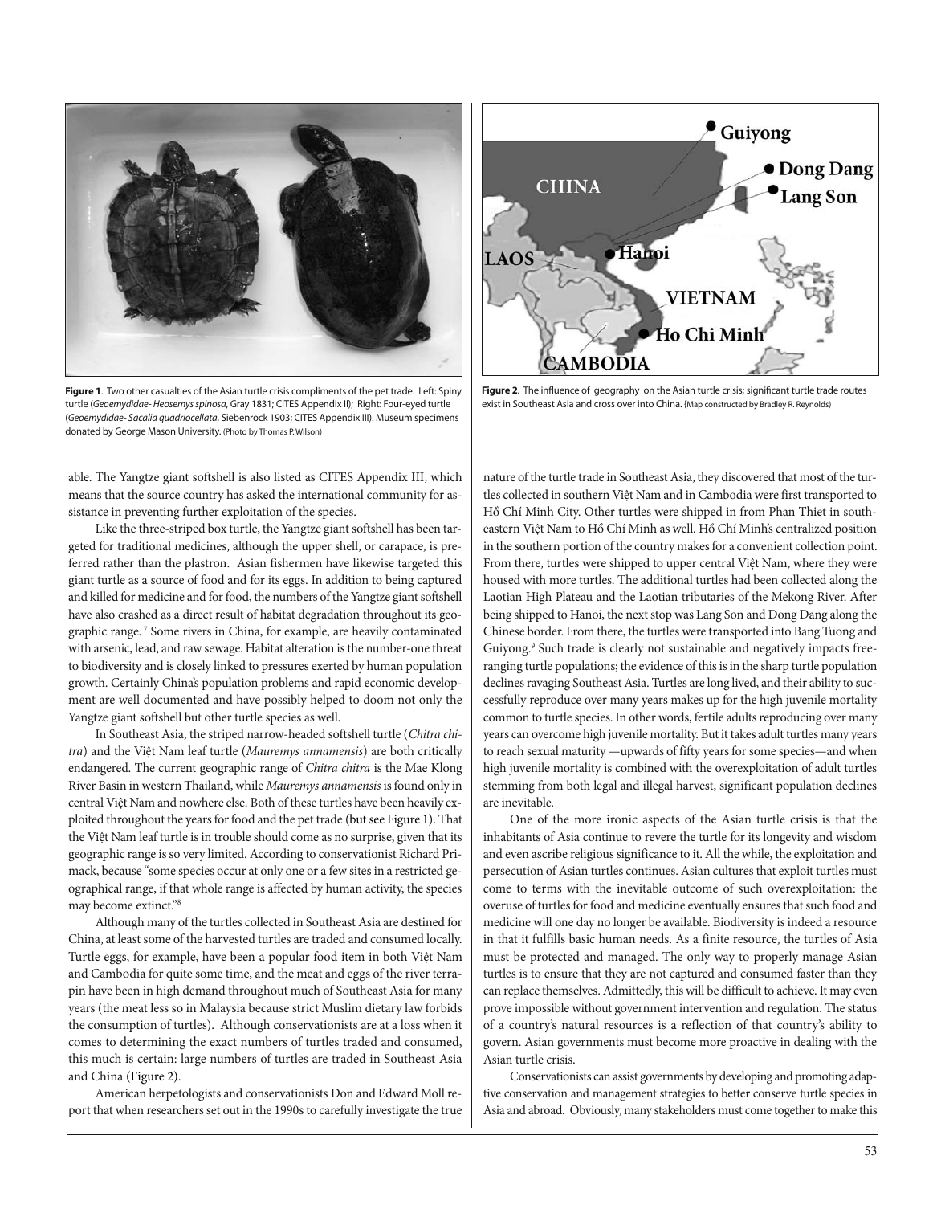**Figure 1**. Two other casualties of the Asian turtle crisis compliments of the pet trade. Left: Spiny turtle (*Geoemydidae- Heosemys spinosa*, Gray 1831; CITES Appendix II); Right: Four-eyed turtle (*Geoemydidae- Sacalia quadriocellata*, Siebenrock 1903; CITES Appendix III). Museum specimens donated by George Mason University. (Photo by Thomas P. Wilson)

**Figure 2**. The influence of geography on the Asian turtle crisis; significant turtle trade routes exist in Southeast Asia and cross over into China. (Map constructed by Bradley R. Reynolds)

able. The Yangtze giant softshell is also listed as CITES Appendix III, which means that the source country has asked the international community for assistance in preventing further exploitation of the species.

Like the three-striped box turtle, the Yangtze giant softshell has been targeted for traditional medicines, although the upper shell, or carapace, is preferred rather than the plastron. Asian fishermen have likewise targeted this giant turtle as a source of food and for its eggs. In addition to being captured and killed for medicine and for food, the numbers of the Yangtze giant softshell have also crashed as a direct result of habitat degradation throughout its geographic range.[7] Some rivers in China, for example, are heavily contaminated with arsenic, lead, and raw sewage. Habitat alteration is the number-one threat to biodiversity and is closely linked to pressures exerted by human population growth. Certainly China's population problems and rapid economic development are well documented and have possibly helped to doom not only the Yangtze giant softshell but other turtle species as well.

In Southeast Asia, the striped narrow-headed softshell turtle (*Chitra chitra*) and the Việt Nam leaf turtle (*Mauremys annamensis*) are both critically endangered. The current geographic range of *Chitra chitra* is the Mae Klong River Basin in western Thailand, while *Mauremys annamensis* is found only in central Việt Nam and nowhere else. Both of these turtles have been heavily exploited throughout the years for food and the pet trade (but see Figure 1). That the Việt Nam leaf turtle is in trouble should come as no surprise, given that its geographic range is so very limited. According to conservationist Richard Primack, because "some species occur at only one or a few sites in a restricted geographical range, if that whole range is affected by human activity, the species may become extinct."[8]

Although many of the turtles collected in Southeast Asia are destined for China, at least some of the harvested turtles are traded and consumed locally. Turtle eggs, for example, have been a popular food item in both Việt Nam and Cambodia for quite some time, and the meat and eggs of the river terrapin have been in high demand throughout much of Southeast Asia for many years (the meat less so in Malaysia because strict Muslim dietary law forbids the consumption of turtles). Although conservationists are at a loss when it comes to determining the exact numbers of turtles traded and consumed, this much is certain: large numbers of turtles are traded in Southeast Asia and China (Figure 2).

American herpetologists and conservationists Don and Edward Moll report that when researchers set out in the 1990s to carefully investigate the true nature of the turtle trade in Southeast Asia, they discovered that most of the turtles collected in southern Việt Nam and in Cambodia were first transported to Hồ Chí Minh City. Other turtles were shipped in from Phan Thiet in southeastern Việt Nam to Hồ Chí Minh as well. Hồ Chí Minh's centralized position in the southern portion of the country makes for a convenient collection point. From there, turtles were shipped to upper central Việt Nam, where they were housed with more turtles. The additional turtles had been collected along the Laotian High Plateau and the Laotian tributaries of the Mekong River. After being shipped to Hanoi, the next stop was Lang Son and Dong Dang along the Chinese border. From there, the turtles were transported into Bang Tuong and Guiyong.[9] Such trade is clearly not sustainable and negatively impacts free-ranging turtle populations; the evidence of this is in the sharp turtle population declines ravaging Southeast Asia. Turtles are long lived, and their ability to successfully reproduce over many years makes up for the high juvenile mortality common to turtle species. In other words, fertile adults reproducing over many years can overcome high juvenile mortality. But it takes adult turtles many years to reach sexual maturity —upwards of fifty years for some species—and when high juvenile mortality is combined with the overexploitation of adult turtles stemming from both legal and illegal harvest, significant population declines are inevitable.

One of the more ironic aspects of the Asian turtle crisis is that the inhabitants of Asia continue to revere the turtle for its longevity and wisdom and even ascribe religious significance to it. All the while, the exploitation and persecution of Asian turtles continues. Asian cultures that exploit turtles must come to terms with the inevitable outcome of such overexploitation: the overuse of turtles for food and medicine eventually ensures that such food and medicine will one day no longer be available. Biodiversity is indeed a resource in that it fulfills basic human needs. As a finite resource, the turtles of Asia must be protected and managed. The only way to properly manage Asian turtles is to ensure that they are not captured and consumed faster than they can replace themselves. Admittedly, this will be difficult to achieve. It may even prove impossible without government intervention and regulation. The status of a country's natural resources is a reflection of that country's ability to govern. Asian governments must become more proactive in dealing with the Asian turtle crisis.

Conservationists can assist governments by developing and promoting adaptive conservation and management strategies to better conserve turtle species in Asia and abroad. Obviously, many stakeholders must come together to make this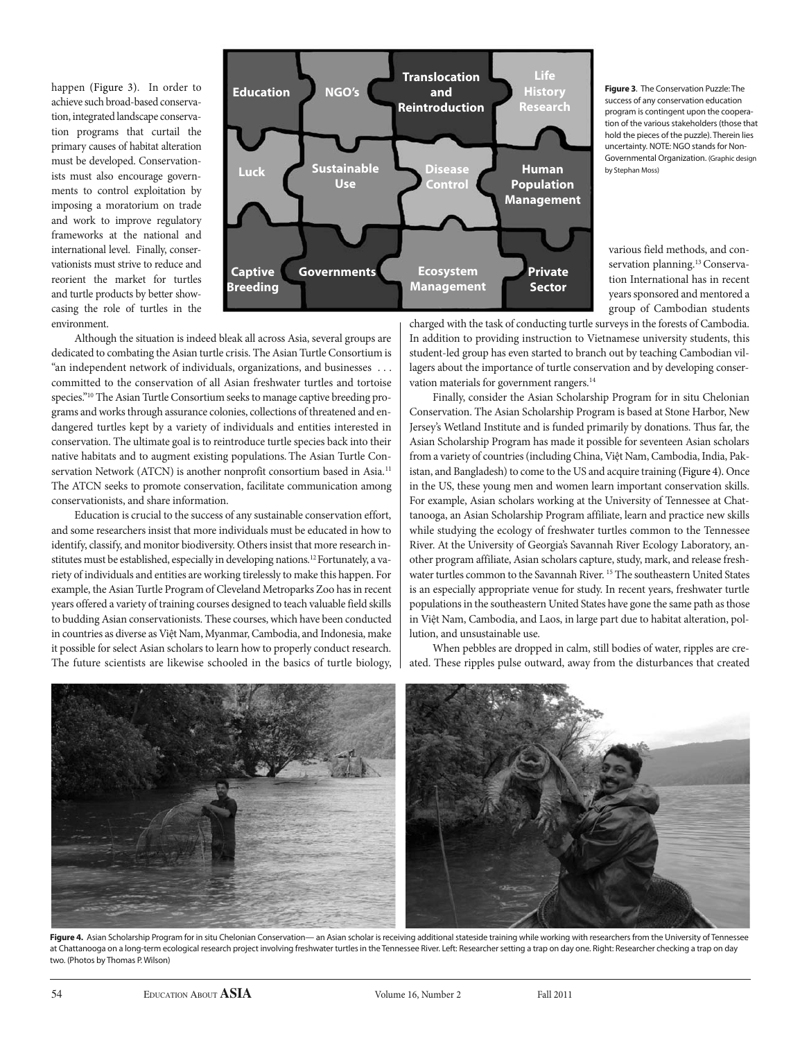happen (Figure 3). In order to achieve such broad-based conservation, integrated landscape conservation programs that curtail the primary causes of habitat alteration must be developed. Conservationists must also encourage governments to control exploitation by imposing a moratorium on trade and work to improve regulatory frameworks at the national and international level. Finally, conservationists must strive to reduce and reorient the market for turtles and turtle products by better showcasing the role of turtles in the environment.

**Figure 3**. The Conservation Puzzle: The success of any conservation education program is contingent upon the cooperation of the various stakeholders (those that hold the pieces of the puzzle). Therein lies uncertainty. NOTE: NGO stands for Non-Governmental Organization. (Graphic design by Stephan Moss)

Although the situation is indeed bleak all across Asia, several groups are dedicated to combating the Asian turtle crisis. The Asian Turtle Consortium is "an independent network of individuals, organizations, and businesses . . . committed to the conservation of all Asian freshwater turtles and tortoise species."[10] The Asian Turtle Consortium seeks to manage captive breeding programs and works through assurance colonies, collections of threatened and endangered turtles kept by a variety of individuals and entities interested in conservation. The ultimate goal is to reintroduce turtle species back into their native habitats and to augment existing populations. The Asian Turtle Conservation Network (ATCN) is another nonprofit consortium based in Asia.[11] The ATCN seeks to promote conservation, facilitate communication among conservationists, and share information.

Education is crucial to the success of any sustainable conservation effort, and some researchers insist that more individuals must be educated in how to identify, classify, and monitor biodiversity. Others insist that more research institutes must be established, especially in developing nations.[12] Fortunately, a variety of individuals and entities are working tirelessly to make this happen. For example, the Asian Turtle Program of Cleveland Metroparks Zoo has in recent years offered a variety of training courses designed to teach valuable field skills to budding Asian conservationists. These courses, which have been conducted in countries as diverse as Việt Nam, Myanmar, Cambodia, and Indonesia, make it possible for select Asian scholars to learn how to properly conduct research. The future scientists are likewise schooled in the basics of turtle biology, various field methods, and conservation planning.[13] Conservation International has in recent years sponsored and mentored a group of Cambodian students charged with the task of conducting turtle surveys in the forests of Cambodia. In addition to providing instruction to Vietnamese university students, this student-led group has even started to branch out by teaching Cambodian villagers about the importance of turtle conservation and by developing conservation materials for government rangers.[14]

Finally, consider the Asian Scholarship Program for in situ Chelonian Conservation. The Asian Scholarship Program is based at Stone Harbor, New Jersey's Wetland Institute and is funded primarily by donations. Thus far, the Asian Scholarship Program has made it possible for seventeen Asian scholars from a variety of countries (including China, Việt Nam, Cambodia, India, Pakistan, and Bangladesh) to come to the US and acquire training (Figure 4). Once in the US, these young men and women learn important conservation skills. For example, Asian scholars working at the University of Tennessee at Chattanooga, an Asian Scholarship Program affiliate, learn and practice new skills while studying the ecology of freshwater turtles common to the Tennessee River. At the University of Georgia's Savannah River Ecology Laboratory, another program affiliate, Asian scholars capture, study, mark, and release freshwater turtles common to the Savannah River.[15] The southeastern United States is an especially appropriate venue for study. In recent years, freshwater turtle populations in the southeastern United States have gone the same path as those in Việt Nam, Cambodia, and Laos, in large part due to habitat alteration, pollution, and unsustainable use.

When pebbles are dropped in calm, still bodies of water, ripples are created. These ripples pulse outward, away from the disturbances that created

**Figure 4.** Asian Scholarship Program for in situ Chelonian Conservation— an Asian scholar is receiving additional stateside training while working with researchers from the University of Tennessee at Chattanooga on a long-term ecological research project involving freshwater turtles in the Tennessee River. Left: Researcher setting a trap on day one. Right: Researcher checking a trap on day two. (Photos by Thomas P. Wilson)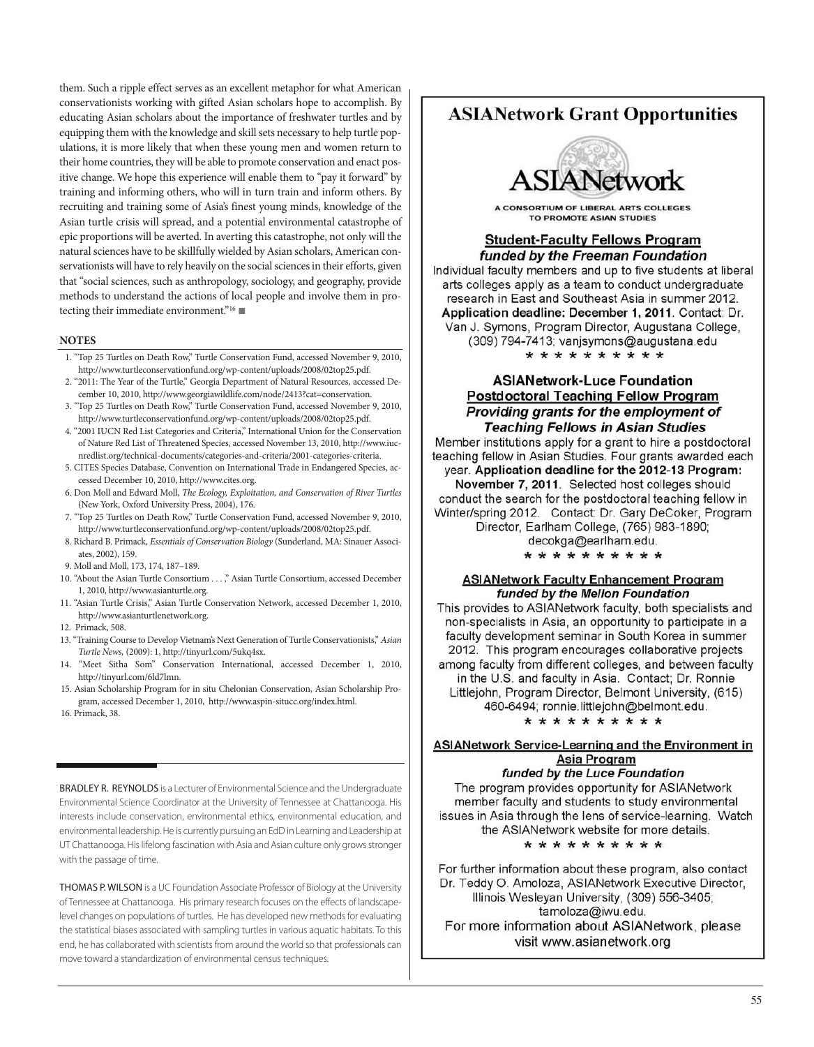them. Such a ripple effect serves as an excellent metaphor for what American conservationists working with gifted Asian scholars hope to accomplish. By educating Asian scholars about the importance of freshwater turtles and by equipping them with the knowledge and skill sets necessary to help turtle populations, it is more likely that when these young men and women return to their home countries, they will be able to promote conservation and enact positive change. We hope this experience will enable them to "pay it forward" by training and informing others, who will in turn train and inform others. By recruiting and training some of Asia's finest young minds, knowledge of the Asian turtle crisis will spread, and a potential environmental catastrophe of epic proportions will be averted. In averting this catastrophe, not only will the natural sciences have to be skillfully wielded by Asian scholars, American conservationists will have to rely heavily on the social sciences in their efforts, given that "social sciences, such as anthropology, sociology, and geography, provide methods to understand the actions of local people and involve them in protecting their immediate environment."[16] ■

## NOTES

1. "Top 25 Turtles on Death Row," Turtle Conservation Fund, accessed November 9, 2010, http://www.turtleconservationfund.org/wp-content/uploads/2008/02top25.pdf.
2. "2011: The Year of the Turtle," Georgia Department of Natural Resources, accessed December 10, 2010, http://www.georgiawildlife.com/node/2413?cat=conservation.
3. "Top 25 Turtles on Death Row," Turtle Conservation Fund, accessed November 9, 2010, http://www.turtleconservationfund.org/wp-content/uploads/2008/02top25.pdf.
4. "2001 IUCN Red List Categories and Criteria," International Union for the Conservation of Nature Red List of Threatened Species, accessed November 13, 2010, http://www.iucnredlist.org/technical-documents/categories-and-criteria/2001-categories-criteria.
5. CITES Species Database, Convention on International Trade in Endangered Species, accessed December 10, 2010, http://www.cites.org.
6. Don Moll and Edward Moll, *The Ecology, Exploitation, and Conservation of River Turtles* (New York, Oxford University Press, 2004), 176.
7. "Top 25 Turtles on Death Row," Turtle Conservation Fund, accessed November 9, 2010, http://www.turtleconservationfund.org/wp-content/uploads/2008/02top25.pdf.
8. Richard B. Primack, *Essentials of Conservation Biology* (Sunderland, MA: Sinauer Associates, 2002), 159.
9. Moll and Moll, 173, 174, 187–189.
10. "About the Asian Turtle Consortium . . . ," Asian Turtle Consortium, accessed December 1, 2010, http://asianturtle.org.
11. "Asian Turtle Crisis," Asian Turtle Conservation Network, accessed December 1, 2010, http://www.asianturtlenetwork.org.
12. Primack, 508.
13. "Training Course to Develop Vietnam's Next Generation of Turtle Conservationists," *Asian Turtle News,* (2009): 1, http://tinyurl.com/5ukq4sx.
14. "Meet Sitha Som" Conservation International, accessed December 1, 2010, http://tinyurl.com/6ld7lmn.
15. Asian Scholarship Program for in situ Chelonian Conservation, Asian Scholarship Program, accessed December 1, 2010, http://www.aspin-situcc.org/index.html.
16. Primack, 38.

---

BRADLEY R. REYNOLDS is a Lecturer of Environmental Science and the Undergraduate Environmental Science Coordinator at the University of Tennessee at Chattanooga. His interests include conservation, environmental ethics, environmental education, and environmental leadership. He is currently pursuing an EdD in Learning and Leadership at UT Chattanooga. His lifelong fascination with Asia and Asian culture only grows stronger with the passage of time.

THOMAS P. WILSON is a UC Foundation Associate Professor of Biology at the University of Tennessee at Chattanooga. His primary research focuses on the effects of landscape-level changes on populations of turtles. He has developed new methods for evaluating the statistical biases associated with sampling turtles in various aquatic habitats. To this end, he has collaborated with scientists from around the world so that professionals can move toward a standardization of environmental census techniques.

# ASIANetwork Grant Opportunities

ASIANetwork

A CONSORTIUM OF LIBERAL ARTS COLLEGES TO PROMOTE ASIAN STUDIES

### Student-Faculty Fellows Program
***funded by the Freeman Foundation***

Individual faculty members and up to five students at liberal arts colleges apply as a team to conduct undergraduate research in East and Southeast Asia in summer 2012. **Application deadline: December 1, 2011.** Contact: Dr. Van J. Symons, Program Director, Augustana College, (309) 794-7413; vanjsymons@augustana.edu

* * * * * * * * * *

### ASIANetwork-Luce Foundation Postdoctoral Teaching Fellow Program
***Providing grants for the employment of Teaching Fellows in Asian Studies***

Member institutions apply for a grant to hire a postdoctoral teaching fellow in Asian Studies. Four grants awarded each year. **Application deadline for the 2012-13 Program: November 7, 2011.** Selected host colleges should conduct the search for the postdoctoral teaching fellow in Winter/spring 2012. Contact: Dr. Gary DeCoker, Program Director, Earlham College, (765) 983-1890; decokga@earlham.edu.

* * * * * * * * * *

### ASIANetwork Faculty Enhancement Program
***funded by the Mellon Foundation***

This provides to ASIANetwork faculty, both specialists and non-specialists in Asia, an opportunity to participate in a faculty development seminar in South Korea in summer 2012. This program encourages collaborative projects among faculty from different colleges, and between faculty in the U.S. and faculty in Asia. Contact; Dr. Ronnie Littlejohn, Program Director, Belmont University, (615) 460-6494; ronnie.littlejohn@belmont.edu.

* * * * * * * * * *

### ASIANetwork Service-Learning and the Environment in Asia Program
***funded by the Luce Foundation***

The program provides opportunity for ASIANetwork member faculty and students to study environmental issues in Asia through the lens of service-learning. Watch the ASIANetwork website for more details.

* * * * * * * * * *

For further information about these program, also contact Dr. Teddy O. Amoloza, ASIANetwork Executive Director, Illinois Wesleyan University, (309) 556-3405; tamoloza@iwu.edu.

For more information about ASIANetwork, please visit www.asianetwork.org